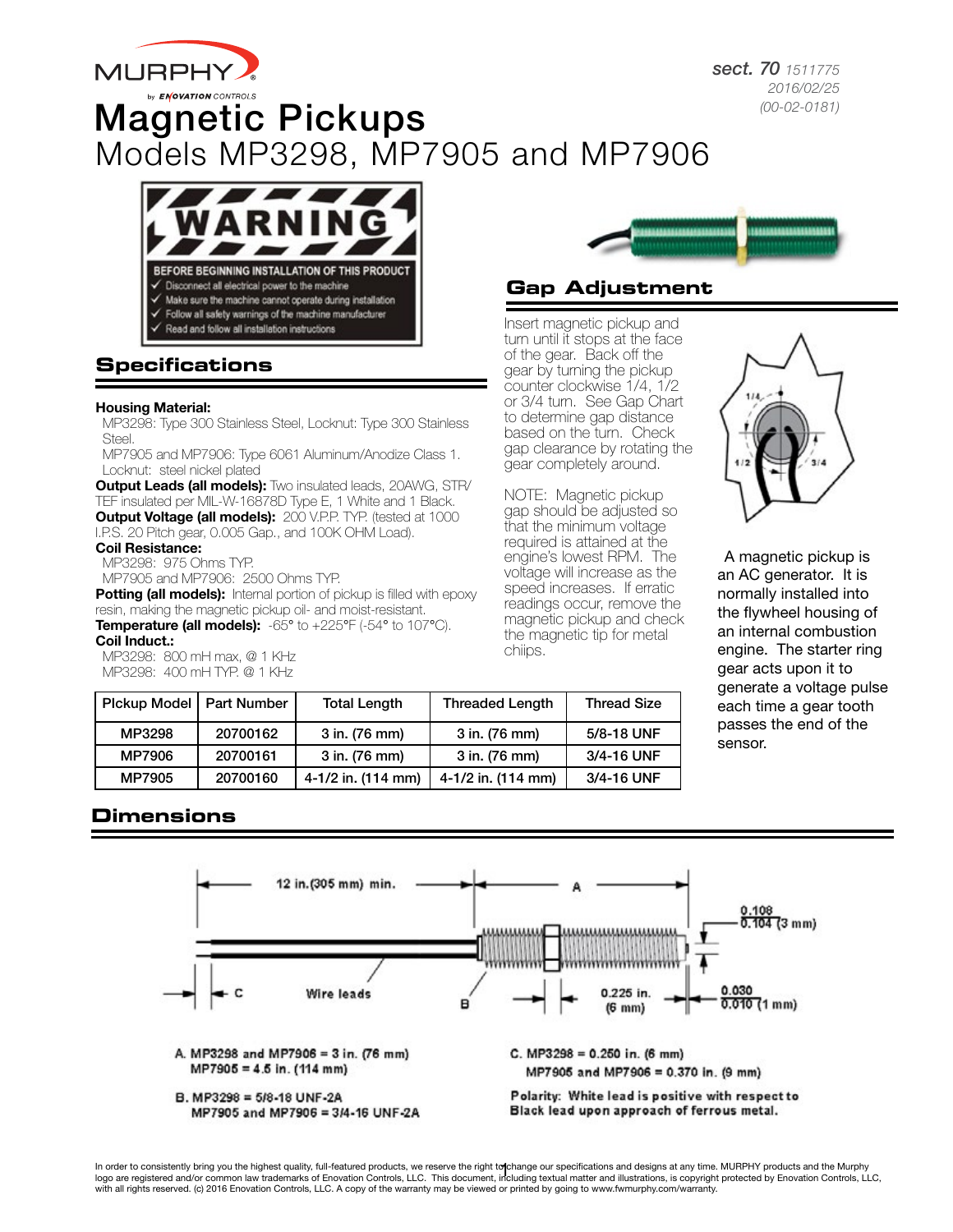# Magnetic Pickups

## Models MP3298, MP7905 and MP7906

sect. 70 1511775
2016/02/25
(00-02-0181)

**WARNING**

BEFORE BEGINNING INSTALLATION OF THIS PRODUCT

- ✓ Disconnect all electrical power to the machine
- ✓ Make sure the machine cannot operate during installation
- ✓ Follow all safety warnings of the machine manufacturer
- ✓ Read and follow all installation instructions

## Specifications

**Housing Material:**
MP3298: Type 300 Stainless Steel, Locknut: Type 300 Stainless Steel.
MP7905 and MP7906: Type 6061 Aluminum/Anodize Class 1. Locknut: steel nickel plated

**Output Leads (all models):** Two insulated leads, 20AWG, STR/TEF insulated per MIL-W-16878D Type E, 1 White and 1 Black.

**Output Voltage (all models):** 200 V.P.P. TYP. (tested at 1000 I.P.S. 20 Pitch gear, 0.005 Gap., and 100K OHM Load).

**Coil Resistance:**
MP3298: 975 Ohms TYP.
MP7905 and MP7906: 2500 Ohms TYP.

**Potting (all models):** Internal portion of pickup is filled with epoxy resin, making the magnetic pickup oil- and moist-resistant.

**Temperature (all models):** -65° to +225°F (-54° to 107°C).

**Coil Induct.:**
MP3298: 800 mH max, @ 1 KHz
MP3298: 400 mH TYP. @ 1 KHz

| Plckup Model | Part Number | Total Length | Threaded Length | Thread Size |
|---|---|---|---|---|
| MP3298 | 20700162 | 3 in. (76 mm) | 3 in. (76 mm) | 5/8-18 UNF |
| MP7906 | 20700161 | 3 in. (76 mm) | 3 in. (76 mm) | 3/4-16 UNF |
| MP7905 | 20700160 | 4-1/2 in. (114 mm) | 4-1/2 in. (114 mm) | 3/4-16 UNF |

## Gap Adjustment

Insert magnetic pickup and turn until it stops at the face of the gear. Back off the gear by turning the pickup counter clockwise 1/4, 1/2 or 3/4 turn. See Gap Chart to determine gap distance based on the turn. Check gap clearance by rotating the gear completely around.

NOTE: Magnetic pickup gap should be adjusted so that the minimum voltage required is attained at the engine's lowest RPM. The voltage will increase as the speed increases. If erratic readings occur, remove the magnetic pickup and check the magnetic tip for metal chiips.

1/4 1/2 3/4

A magnetic pickup is an AC generator. It is normally installed into the flywheel housing of an internal combustion engine. The starter ring gear acts upon it to generate a voltage pulse each time a gear tooth passes the end of the sensor.

## Dimensions

12 in.(305 mm) min. A
Wire leads B C
0.108 / 0.104 (3 mm)
0.225 in. (6 mm)
0.030 / 0.010 (1 mm)

A. MP3298 and MP7906 = 3 in. (76 mm)
MP7905 = 4.5 in. (114 mm)

B. MP3298 = 5/8-18 UNF-2A
MP7905 and MP7906 = 3/4-16 UNF-2A

C. MP3298 = 0.250 in. (6 mm)
MP7905 and MP7906 = 0.370 in. (9 mm)

Polarity: White lead is positive with respect to Black lead upon approach of ferrous metal.

In order to consistently bring you the highest quality, full-featured products, we reserve the right to change our specifications and designs at any time. MURPHY products and the Murphy logo are registered and/or common law trademarks of Enovation Controls, LLC. This document, including textual matter and illustrations, is copyright protected by Enovation Controls, LLC, with all rights reserved. (c) 2016 Enovation Controls, LLC. A copy of the warranty may be viewed or printed by going to www.fwmurphy.com/warranty.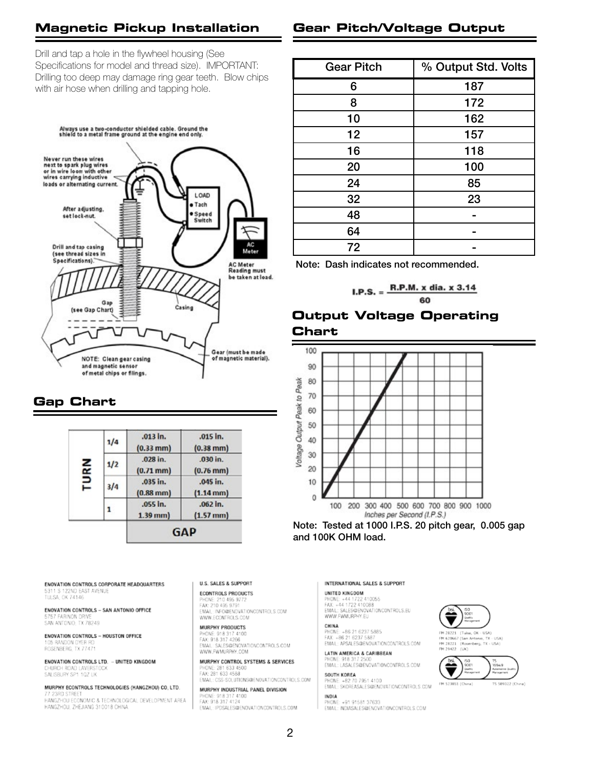## Magnetic Pickup Installation

Drill and tap a hole in the flywheel housing (See Specifications for model and thread size). IMPORTANT: Drilling too deep may damage ring gear teeth. Blow chips with air hose when drilling and tapping hole.

Always use a two-conductor shielded cable. Ground the shield to a metal frame ground at the engine end only.

Never run these wires next to spark plug wires or in wire loom with other wires carrying inductive loads or alternating current.

After adjusting, set lock-nut.

Drill and tap casing (see thread sizes in Specifications).

LOAD
- Tach
- Speed Switch

AC Meter

AC Meter Reading must be taken at load.

Gap (see Gap Chart)

Casing

NOTE: Clean gear casing and magnetic sensor of metal chips or filings.

Gear (must be made of magnetic material).

## Gap Chart

| TURN | | | |
|---|---|---|---|
| | 1/4 | .013 in. (0.33 mm) | .015 in. (0.38 mm) |
| | 1/2 | .028 in. (0.71 mm) | .030 in. (0.76 mm) |
| | 3/4 | .035 in. (0.88 mm) | .045 in. (1.14 mm) |
| | 1 | .055 in. 1.39 mm) | .062 in. (1.57 mm) |
| | | GAP | |

## Gear Pitch/Voltage Output

| Gear Pitch | % Output Std. Volts |
|---|---|
| 6 | 187 |
| 8 | 172 |
| 10 | 162 |
| 12 | 157 |
| 16 | 118 |
| 20 | 100 |
| 24 | 85 |
| 32 | 23 |
| 48 | - |
| 64 | - |
| 72 | - |

**Note: Dash indicates not recommended.**

$$\text{I.P.S.} = \frac{\text{R.P.M. x dia. x 3.14}}{60}$$

## Output Voltage Operating Chart

Voltage Output Peak to Peak
0
10
20
30
40
50
60
70
80
90
100

100 200 300 400 500 600 700 800 900 1000
Inches per Second (I.P.S.)

**Note: Tested at 1000 I.P.S. 20 pitch gear, 0.005 gap and 100K OHM load.**

ENOVATION CONTROLS CORPORATE HEADQUARTERS
5311 S 122ND EAST AVENUE
TULSA, OK 74146

ENOVATION CONTROLS – SAN ANTONIO OFFICE
5757 FARINON DRIVE
SAN ANTONIO, TX 78249

ENOVATION CONTROLS – HOUSTON OFFICE
105 RANDON DYER RD
ROSENBERG, TX 77471

ENOVATION CONTROLS LTD. – UNITED KINGDOM
CHURCH ROAD LAVERSTOCK
SALISBURY SP1 1QZ UK

MURPHY ECONTROLS TECHNOLOGIES (HANGZHOU) CO, LTD.
77 23RD STREET
HANGZHOU ECONOMIC & TECHNOLOGICAL DEVELOPMENT AREA
HANGZHOU, ZHEJIANG 310018 CHINA

U.S. SALES & SUPPORT

ECONTROLS PRODUCTS
PHONE: 210 495 9772
FAX: 210 495 9791
EMAIL: INFO@ENOVATIONCONTROLS.COM
WWW.ECONTROLS.COM

MURPHY PRODUCTS
PHONE: 918 317 4100
FAX: 918 317 4266
EMAIL: SALES@ENOVATIONCONTROLS.COM
WWW.FWMURPHY.COM

MURPHY CONTROL SYSTEMS & SERVICES
PHONE: 281 633 4500
FAX: 281 633 4588
EMAIL: CSS-SOLUTIONS@ENOVATIONCONTROLS.COM

MURPHY INDUSTRIAL PANEL DIVISION
PHONE: 918 317 4100
FAX: 918 317 4124
EMAIL: IPDSALES@ENOVATIONCONTROLS.COM

INTERNATIONAL SALES & SUPPORT

UNITED KINGDOM
PHONE: +44 1722 410055
FAX: +44 1722 410088
EMAIL: SALES@ENOVATIONCONTROLS.EU
WWW.FWMURPHY.EU

CHINA
PHONE: +86 21 6237 5885
FAX: +86 21 6237 5887
EMAIL: APSALES@ENOVATIONCONTROLS.COM

LATIN AMERICA & CARIBBEAN
PHONE: 918 317 2500
EMAIL: LASALES@ENOVATIONCONTROLS.COM

SOUTH KOREA
PHONE: +82 70 7951 4100
EMAIL: SKOREASALES@ENOVATIONCONTROLS.COM

INDIA
PHONE: +91 91581 37633
EMAIL: INDIASALES@ENOVATIONCONTROLS.COM

FM 28221 (Tulsa, OK - USA)
FM 620667 (San Antonio, TX - USA)
FM 28221 (Rosenberg, TX - USA)
FM 29422 (UK)

FM 523851 (China) TS 589322 (China)